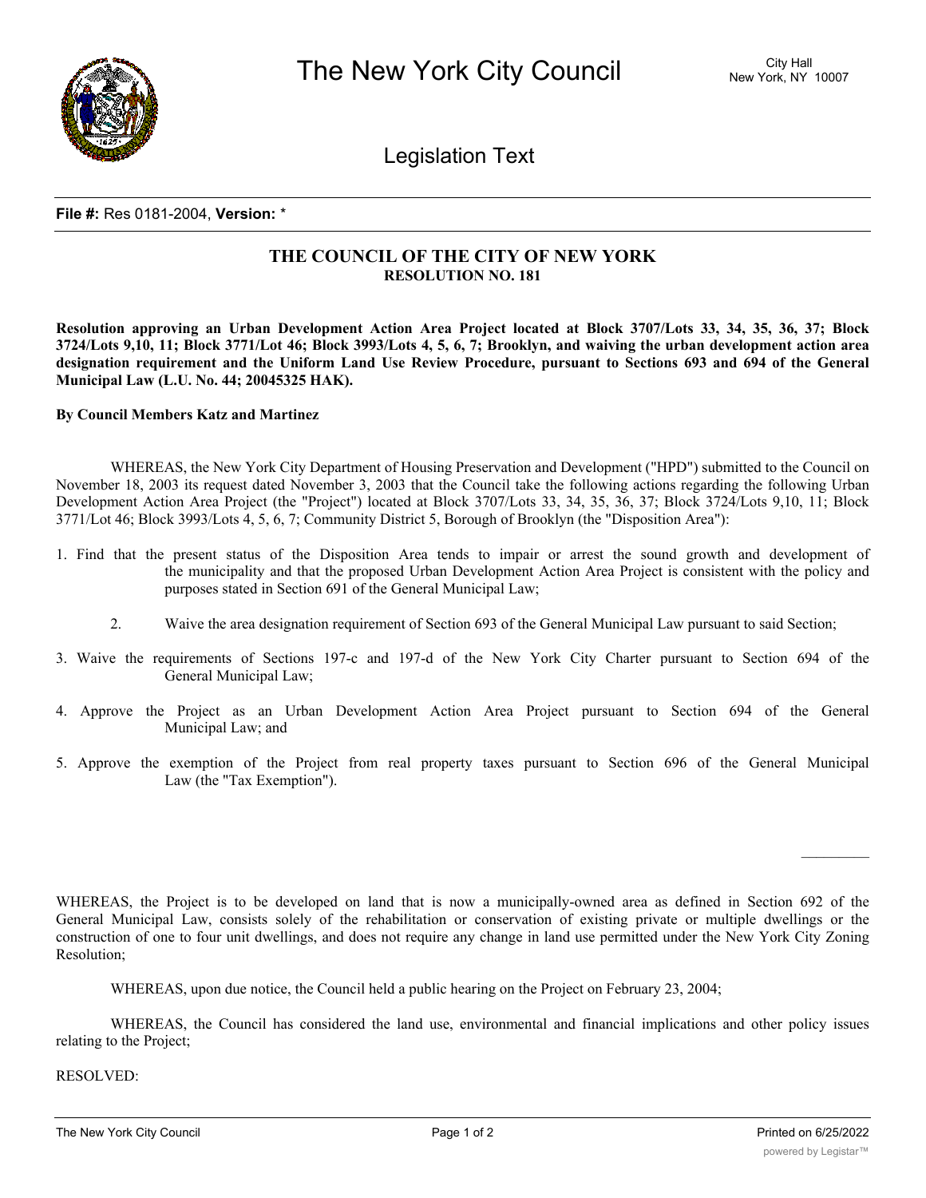**File #:** Res 0181-2004, **Version:** *

# THE COUNCIL OF THE CITY OF NEW YORK
## RESOLUTION NO. 181

**Resolution approving an Urban Development Action Area Project located at Block 3707/Lots 33, 34, 35, 36, 37; Block 3724/Lots 9,10, 11; Block 3771/Lot 46; Block 3993/Lots 4, 5, 6, 7; Brooklyn, and waiving the urban development action area designation requirement and the Uniform Land Use Review Procedure, pursuant to Sections 693 and 694 of the General Municipal Law (L.U. No. 44; 20045325 HAK).**

**By Council Members Katz and Martinez**

WHEREAS, the New York City Department of Housing Preservation and Development ("HPD") submitted to the Council on November 18, 2003 its request dated November 3, 2003 that the Council take the following actions regarding the following Urban Development Action Area Project (the "Project") located at Block 3707/Lots 33, 34, 35, 36, 37; Block 3724/Lots 9,10, 11; Block 3771/Lot 46; Block 3993/Lots 4, 5, 6, 7; Community District 5, Borough of Brooklyn (the "Disposition Area"):

1. Find that the present status of the Disposition Area tends to impair or arrest the sound growth and development of the municipality and that the proposed Urban Development Action Area Project is consistent with the policy and purposes stated in Section 691 of the General Municipal Law;

2. Waive the area designation requirement of Section 693 of the General Municipal Law pursuant to said Section;

3. Waive the requirements of Sections 197-c and 197-d of the New York City Charter pursuant to Section 694 of the General Municipal Law;

4. Approve the Project as an Urban Development Action Area Project pursuant to Section 694 of the General Municipal Law; and

5. Approve the exemption of the Project from real property taxes pursuant to Section 696 of the General Municipal Law (the "Tax Exemption").

WHEREAS, the Project is to be developed on land that is now a municipally-owned area as defined in Section 692 of the General Municipal Law, consists solely of the rehabilitation or conservation of existing private or multiple dwellings or the construction of one to four unit dwellings, and does not require any change in land use permitted under the New York City Zoning Resolution;

WHEREAS, upon due notice, the Council held a public hearing on the Project on February 23, 2004;

WHEREAS, the Council has considered the land use, environmental and financial implications and other policy issues relating to the Project;

RESOLVED: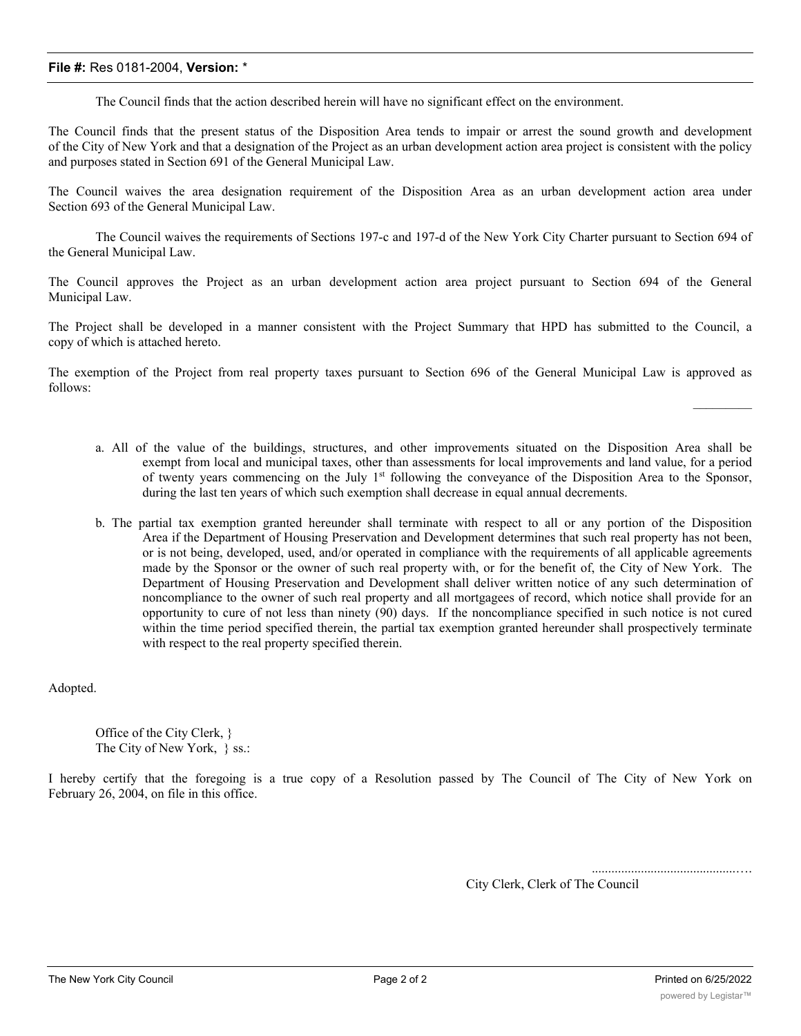The Council finds that the action described herein will have no significant effect on the environment.

The Council finds that the present status of the Disposition Area tends to impair or arrest the sound growth and development of the City of New York and that a designation of the Project as an urban development action area project is consistent with the policy and purposes stated in Section 691 of the General Municipal Law.

The Council waives the area designation requirement of the Disposition Area as an urban development action area under Section 693 of the General Municipal Law.

The Council waives the requirements of Sections 197-c and 197-d of the New York City Charter pursuant to Section 694 of the General Municipal Law.

The Council approves the Project as an urban development action area project pursuant to Section 694 of the General Municipal Law.

The Project shall be developed in a manner consistent with the Project Summary that HPD has submitted to the Council, a copy of which is attached hereto.

The exemption of the Project from real property taxes pursuant to Section 696 of the General Municipal Law is approved as follows:

a. All of the value of the buildings, structures, and other improvements situated on the Disposition Area shall be exempt from local and municipal taxes, other than assessments for local improvements and land value, for a period of twenty years commencing on the July 1st following the conveyance of the Disposition Area to the Sponsor, during the last ten years of which such exemption shall decrease in equal annual decrements.

b. The partial tax exemption granted hereunder shall terminate with respect to all or any portion of the Disposition Area if the Department of Housing Preservation and Development determines that such real property has not been, or is not being, developed, used, and/or operated in compliance with the requirements of all applicable agreements made by the Sponsor or the owner of such real property with, or for the benefit of, the City of New York. The Department of Housing Preservation and Development shall deliver written notice of any such determination of noncompliance to the owner of such real property and all mortgagees of record, which notice shall provide for an opportunity to cure of not less than ninety (90) days. If the noncompliance specified in such notice is not cured within the time period specified therein, the partial tax exemption granted hereunder shall prospectively terminate with respect to the real property specified therein.

Adopted.

Office of the City Clerk, }
The City of New York, } ss.:

I hereby certify that the foregoing is a true copy of a Resolution passed by The Council of The City of New York on February 26, 2004, on file in this office.

..............................................

City Clerk, Clerk of The Council